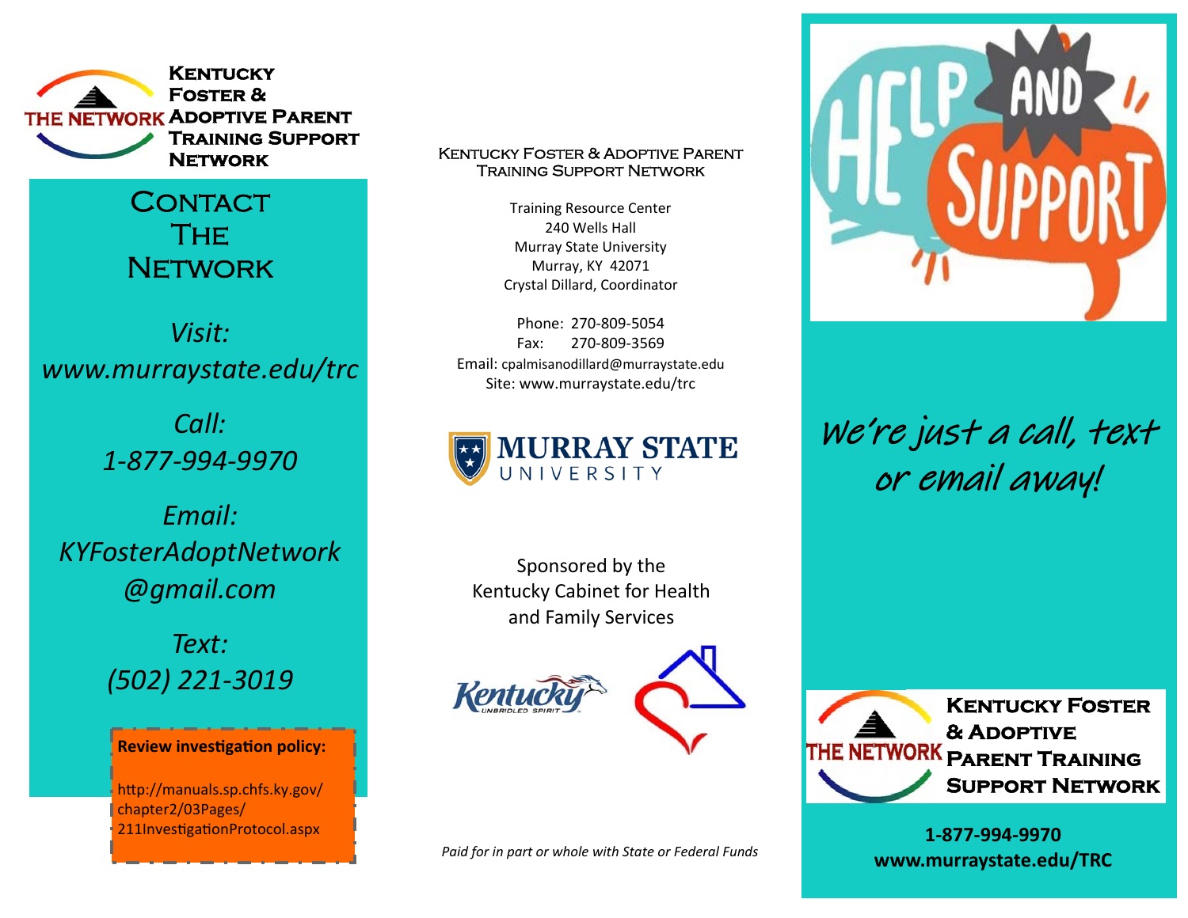# Kentucky Foster & Adoptive Parent Training Support Network

## Contact The Network

*Visit:*
*www.murraystate.edu/trc*

*Call:*
*1-877-994-9970*

*Email:*
*KYFosterAdoptNetwork@gmail.com*

*Text:*
*(502) 221-3019*

**Review investigation policy:**

http://manuals.sp.chfs.ky.gov/chapter2/03Pages/211InvestigationProtocol.aspx

---

Kentucky Foster & Adoptive Parent Training Support Network

Training Resource Center
240 Wells Hall
Murray State University
Murray, KY 42071
Crystal Dillard, Coordinator

Phone: 270-809-5054
Fax: 270-809-3569
Email: cpalmisanodillard@murraystate.edu
Site: www.murraystate.edu/trc

Murray State University

Sponsored by the Kentucky Cabinet for Health and Family Services

*Paid for in part or whole with State or Federal Funds*

---

HELP AND SUPPORT

*We're just a call, text or email away!*

**Kentucky Foster & Adoptive Parent Training Support Network**

**1-877-994-9970**
**www.murraystate.edu/TRC**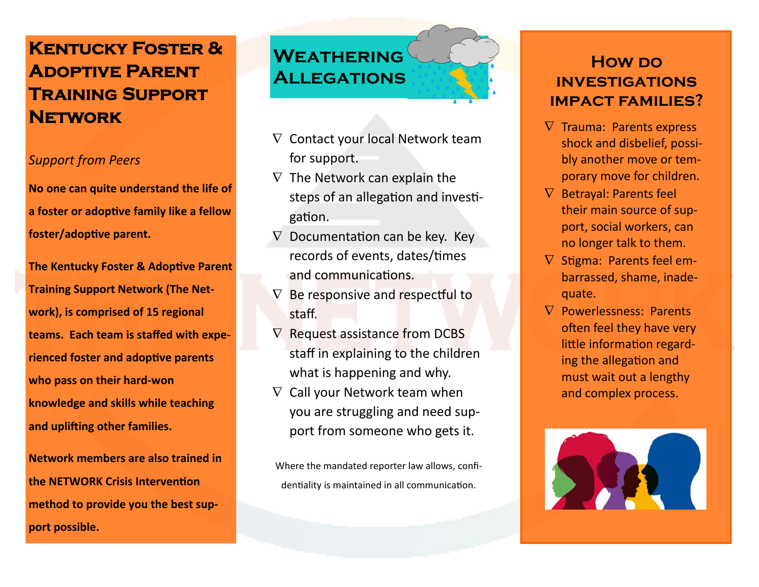## Kentucky Foster & Adoptive Parent Training Support Network

*Support from Peers*

**No one can quite understand the life of a foster or adoptive family like a fellow foster/adoptive parent.**

**The Kentucky Foster & Adoptive Parent Training Support Network (The Network), is comprised of 15 regional teams. Each team is staffed with experienced foster and adoptive parents who pass on their hard-won knowledge and skills while teaching and uplifting other families.**

**Network members are also trained in the NETWORK Crisis Intervention method to provide you the best support possible.**

## Weathering Allegations

- Contact your local Network team for support.
- The Network can explain the steps of an allegation and investigation.
- Documentation can be key. Key records of events, dates/times and communications.
- Be responsive and respectful to staff.
- Request assistance from DCBS staff in explaining to the children what is happening and why.
- Call your Network team when you are struggling and need support from someone who gets it.

Where the mandated reporter law allows, confidentiality is maintained in all communication.

## How do investigations impact families?

- Trauma: Parents express shock and disbelief, possibly another move or temporary move for children.
- Betrayal: Parents feel their main source of support, social workers, can no longer talk to them.
- Stigma: Parents feel embarrassed, shame, inadequate.
- Powerlessness: Parents often feel they have very little information regarding the allegation and must wait out a lengthy and complex process.